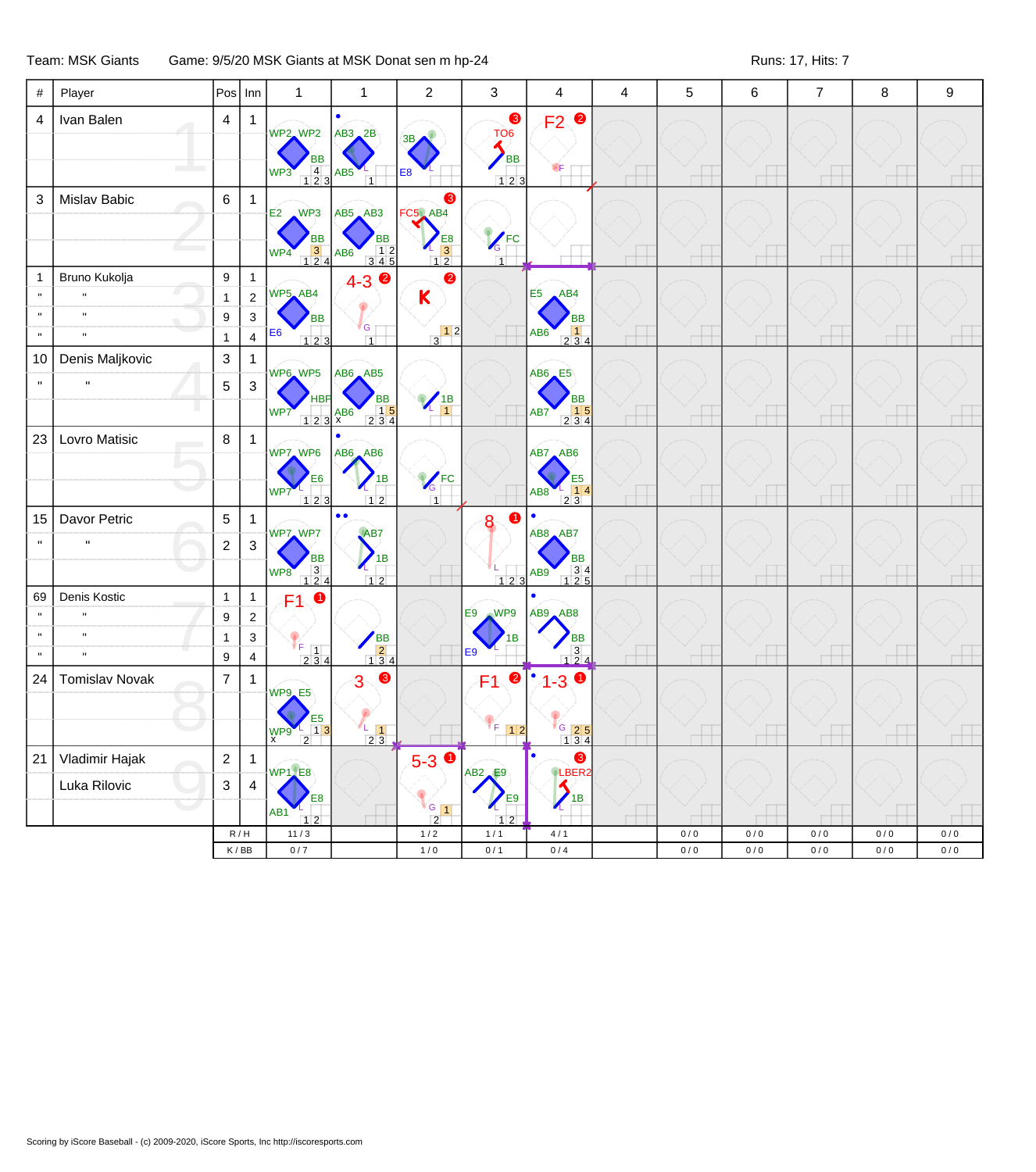Team: MSK Giants　　Game: 9/5/20 MSK Giants at MSK Donat sen m hp-24　　Runs: 17, Hits: 7

| # | Player | Pos | Inn | 1 | 1 | 2 | 3 | 4 | 4 | 5 | 6 | 7 | 8 | 9 |
|---|---|---|---|---|---|---|---|---|---|---|---|---|---|---|
| 4 | Ivan Balen | 4 | 1 | WP2 WP2 BB WP3 | AB3 2B AB5 | 3B E8 | TO6 BB | F2 | | | | | | |
| 3 | Mislav Babic | 6 | 1 | E2 WP3 BB WP4 | AB5 AB3 BB AB6 | FC5 AB4 E8 | FC | | | | | | | |
| 1 | Bruno Kukolja | 9 | 1 | WP5 AB4 BB E6 | 4-3 | K | | E5 AB4 BB AB6 | | | | | | |
| " | " | 1 | 2 | | | | | | | | | | | |
| " | " | 9 | 3 | | | | | | | | | | | |
| " | " | 1 | 4 | | | | | | | | | | | |
| 10 | Denis Maljkovic | 3 | 1 | WP6 WP5 HBP WP7 | AB6 AB5 BB AB6 | 1B | | AB6 E5 BB AB7 | | | | | | |
| " | " | 5 | 3 | | | | | | | | | | | |
| 23 | Lovro Matisic | 8 | 1 | WP7 WP6 E6 WP7 | AB6 AB6 1B | FC | | AB7 AB6 E5 AB8 | | | | | | |
| 15 | Davor Petric | 5 | 1 | WP7 WP7 BB WP8 | AB7 1B | | 8 | AB8 AB7 BB AB9 | | | | | | |
| " | " | 2 | 3 | | | | | | | | | | | |
| 69 | Denis Kostic | 1 | 1 | F1 | BB | | E9 WP9 1B E9 | AB9 AB8 BB | | | | | | |
| " | " | 9 | 2 | | | | | | | | | | | |
| " | " | 1 | 3 | | | | | | | | | | | |
| " | " | 9 | 4 | | | | | | | | | | | |
| 24 | Tomislav Novak | 7 | 1 | WP9 E5 E5 WP9 | 3 | | F1 | 1-3 | | | | | | |
| 21 | Vladimir Hajak | 2 | 1 | WP1 E8 E8 AB1 | | 5-3 | AB2 E9 E9 | LBER2 1B | | | | | | |
| | Luka Rilovic | 3 | 4 | | | | | | | | | | | |
| | | | R / H | 11 / 3 | | 1 / 2 | 1 / 1 | 4 / 1 | | 0 / 0 | 0 / 0 | 0 / 0 | 0 / 0 | 0 / 0 |
| | | | K / BB | 0 / 7 | | 1 / 0 | 0 / 1 | 0 / 4 | | 0 / 0 | 0 / 0 | 0 / 0 | 0 / 0 | 0 / 0 |

Scoring by iScore Baseball - (c) 2009-2020, iScore Sports, Inc http://iscoresports.com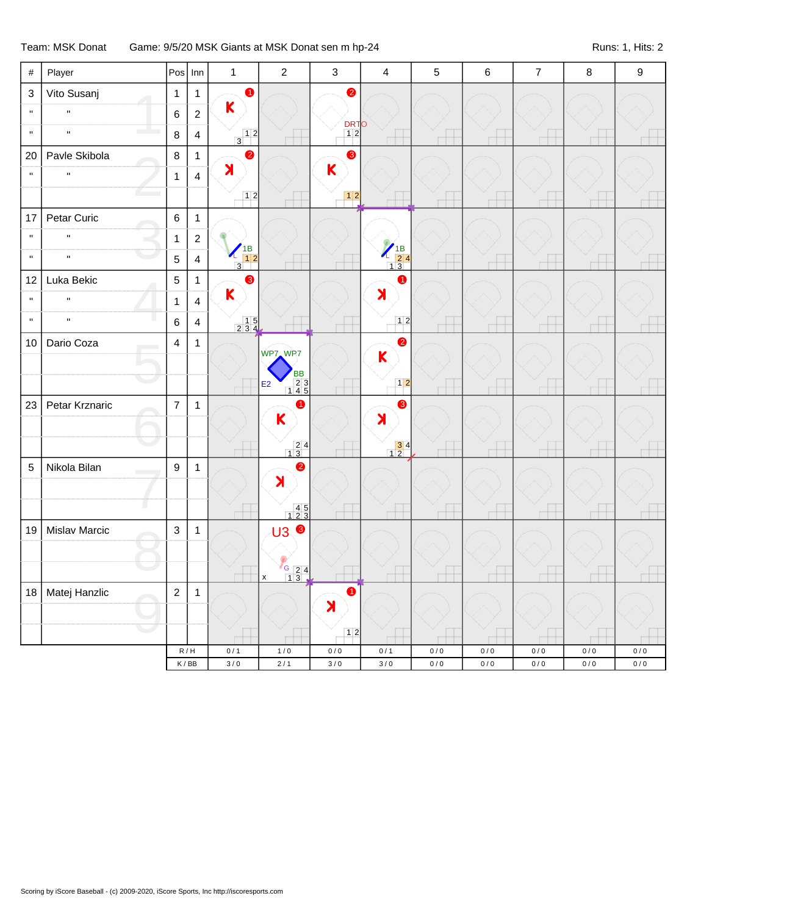Team: MSK Donat Game: 9/5/20 MSK Giants at MSK Donat sen m hp-24 Runs: 1, Hits: 2

| # | Player | Pos | Inn | 1 | 2 | 3 | 4 | 5 | 6 | 7 | 8 | 9 |
|---|---|---|---|---|---|---|---|---|---|---|---|---|
| 3 | Vito Susanj | 1 | 1 | K (1) | | DRTO (2) | | | | | | |
| " | " | 6 | 2 | | | | | | | | | |
| " | " | 8 | 4 | | | | | | | | | |
| 20 | Pavle Skibola | 8 | 1 | K (2) | | K (3) | | | | | | |
| " | " | 1 | 4 | | | | | | | | | |
| 17 | Petar Curic | 6 | 1 | 1B L | | | 1B L | | | | | |
| " | " | 1 | 2 | | | | | | | | | |
| " | " | 5 | 4 | | | | | | | | | |
| 12 | Luka Bekic | 5 | 1 | K (3) | | | K (1) | | | | | |
| " | " | 1 | 4 | | | | | | | | | |
| " | " | 6 | 4 | | | | | | | | | |
| 10 | Dario Coza | 4 | 1 | | BB, WP7, WP7, E2 | | K (2) | | | | | |
| 23 | Petar Krznaric | 7 | 1 | | K (1) | | K (3) | | | | | |
| 5 | Nikola Bilan | 9 | 1 | | K (2) | | | | | | | |
| 19 | Mislav Marcic | 3 | 1 | | U3 (3) G | | | | | | | |
| 18 | Matej Hanzlic | 2 | 1 | | | K (1) | | | | | | |
| | | R / H | | 0 / 1 | 1 / 0 | 0 / 0 | 0 / 1 | 0 / 0 | 0 / 0 | 0 / 0 | 0 / 0 | 0 / 0 |
| | | K / BB | | 3 / 0 | 2 / 1 | 3 / 0 | 3 / 0 | 0 / 0 | 0 / 0 | 0 / 0 | 0 / 0 | 0 / 0 |

Scoring by iScore Baseball - (c) 2009-2020, iScore Sports, Inc http://iscoresports.com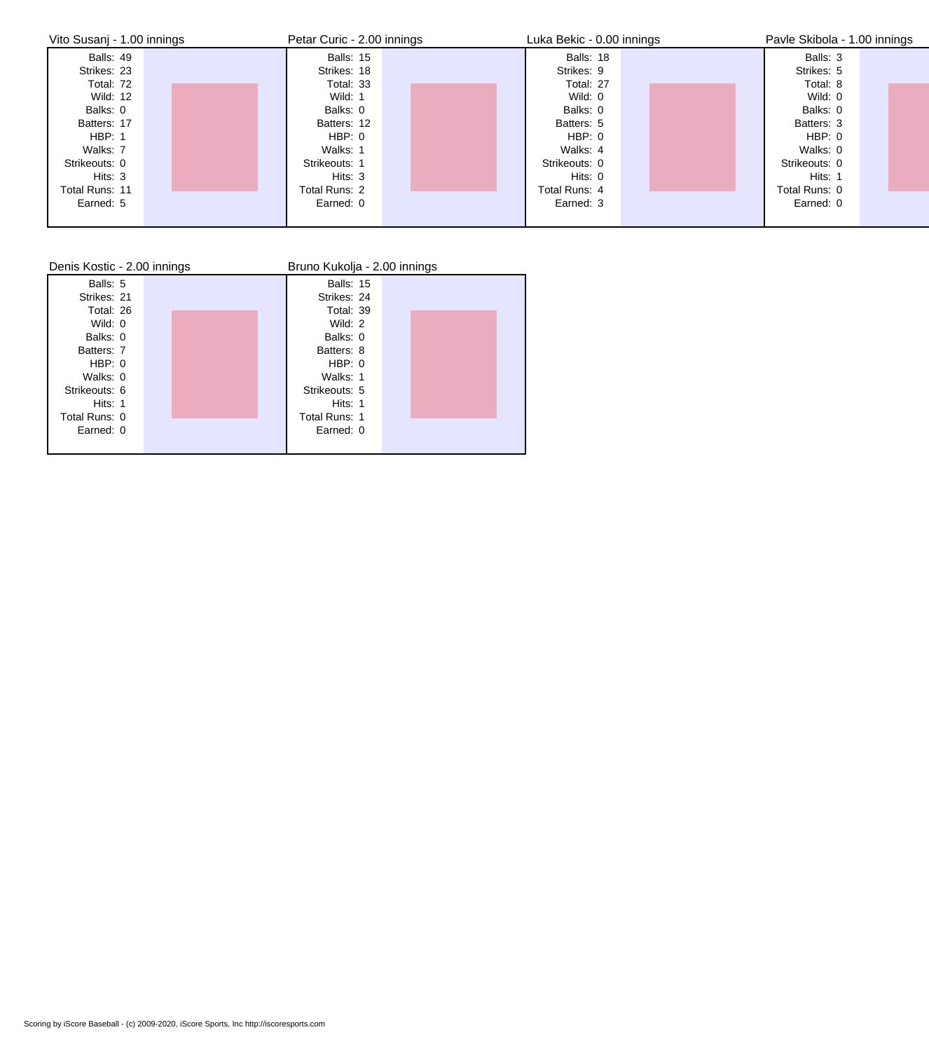### Vito Susanj - 1.00 innings

Balls: 49
Strikes: 23
Total: 72
Wild: 12
Balks: 0
Batters: 17
HBP: 1
Walks: 7
Strikeouts: 0
Hits: 3
Total Runs: 11
Earned: 5

### Petar Curic - 2.00 innings

Balls: 15
Strikes: 18
Total: 33
Wild: 1
Balks: 0
Batters: 12
HBP: 0
Walks: 1
Strikeouts: 1
Hits: 3
Total Runs: 2
Earned: 0

### Luka Bekic - 0.00 innings

Balls: 18
Strikes: 9
Total: 27
Wild: 0
Balks: 0
Batters: 5
HBP: 0
Walks: 4
Strikeouts: 0
Hits: 0
Total Runs: 4
Earned: 3

### Pavle Skibola - 1.00 innings

Balls: 3
Strikes: 5
Total: 8
Wild: 0
Balks: 0
Batters: 3
HBP: 0
Walks: 0
Strikeouts: 0
Hits: 1
Total Runs: 0
Earned: 0

### Denis Kostic - 2.00 innings

Balls: 5
Strikes: 21
Total: 26
Wild: 0
Balks: 0
Batters: 7
HBP: 0
Walks: 0
Strikeouts: 6
Hits: 1
Total Runs: 0
Earned: 0

### Bruno Kukolja - 2.00 innings

Balls: 15
Strikes: 24
Total: 39
Wild: 2
Balks: 0
Batters: 8
HBP: 0
Walks: 1
Strikeouts: 5
Hits: 1
Total Runs: 1
Earned: 0

Scoring by iScore Baseball - (c) 2009-2020, iScore Sports, Inc http://iscoresports.com